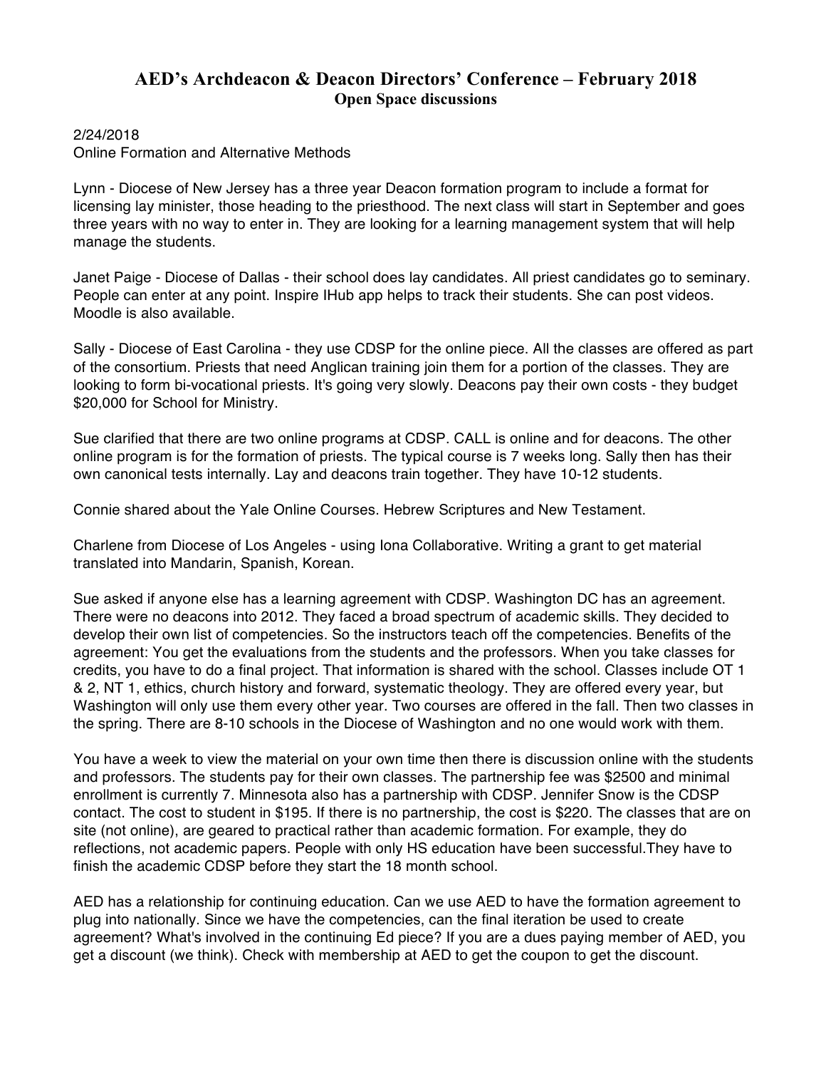# AED's Archdeacon & Deacon Directors' Conference – February 2018

## Open Space discussions

2/24/2018
Online Formation and Alternative Methods

Lynn - Diocese of New Jersey has a three year Deacon formation program to include a format for licensing lay minister, those heading to the priesthood. The next class will start in September and goes three years with no way to enter in. They are looking for a learning management system that will help manage the students.

Janet Paige - Diocese of Dallas - their school does lay candidates. All priest candidates go to seminary. People can enter at any point. Inspire IHub app helps to track their students. She can post videos. Moodle is also available.

Sally - Diocese of East Carolina - they use CDSP for the online piece. All the classes are offered as part of the consortium. Priests that need Anglican training join them for a portion of the classes. They are looking to form bi-vocational priests. It's going very slowly. Deacons pay their own costs - they budget $20,000 for School for Ministry.

Sue clarified that there are two online programs at CDSP. CALL is online and for deacons. The other online program is for the formation of priests. The typical course is 7 weeks long. Sally then has their own canonical tests internally. Lay and deacons train together. They have 10-12 students.

Connie shared about the Yale Online Courses. Hebrew Scriptures and New Testament.

Charlene from Diocese of Los Angeles - using Iona Collaborative. Writing a grant to get material translated into Mandarin, Spanish, Korean.

Sue asked if anyone else has a learning agreement with CDSP. Washington DC has an agreement. There were no deacons into 2012. They faced a broad spectrum of academic skills. They decided to develop their own list of competencies. So the instructors teach off the competencies. Benefits of the agreement: You get the evaluations from the students and the professors. When you take classes for credits, you have to do a final project. That information is shared with the school. Classes include OT 1 & 2, NT 1, ethics, church history and forward, systematic theology. They are offered every year, but Washington will only use them every other year. Two courses are offered in the fall. Then two classes in the spring. There are 8-10 schools in the Diocese of Washington and no one would work with them.

You have a week to view the material on your own time then there is discussion online with the students and professors. The students pay for their own classes. The partnership fee was $2500 and minimal enrollment is currently 7. Minnesota also has a partnership with CDSP. Jennifer Snow is the CDSP contact. The cost to student in $195. If there is no partnership, the cost is $220. The classes that are on site (not online), are geared to practical rather than academic formation. For example, they do reflections, not academic papers. People with only HS education have been successful.They have to finish the academic CDSP before they start the 18 month school.

AED has a relationship for continuing education. Can we use AED to have the formation agreement to plug into nationally. Since we have the competencies, can the final iteration be used to create agreement? What's involved in the continuing Ed piece? If you are a dues paying member of AED, you get a discount (we think). Check with membership at AED to get the coupon to get the discount.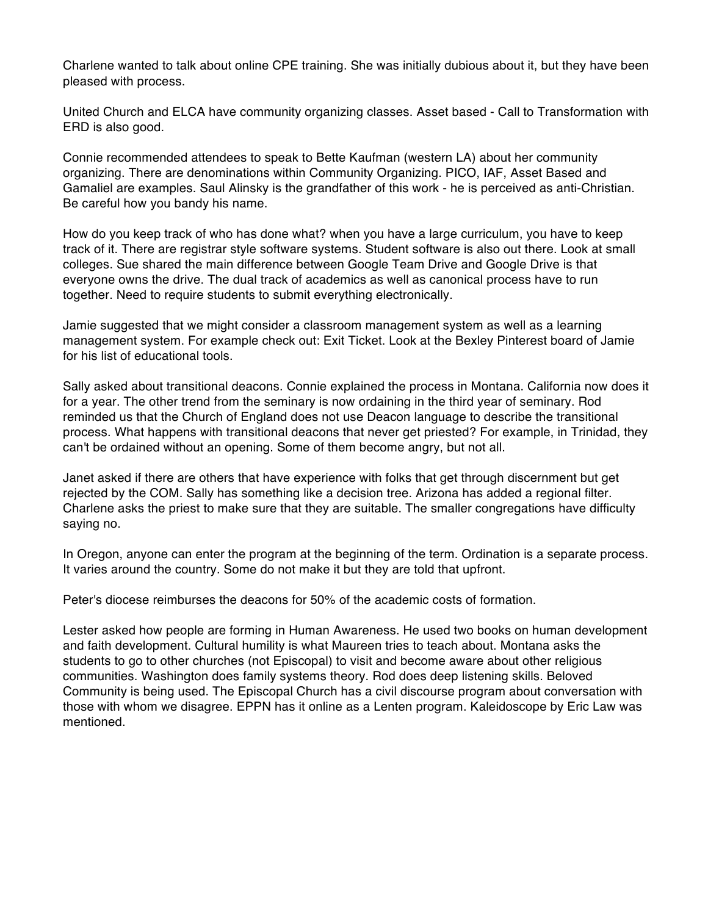Charlene wanted to talk about online CPE training. She was initially dubious about it, but they have been pleased with process.

United Church and ELCA have community organizing classes. Asset based - Call to Transformation with ERD is also good.

Connie recommended attendees to speak to Bette Kaufman (western LA) about her community organizing. There are denominations within Community Organizing. PICO, IAF, Asset Based and Gamaliel are examples. Saul Alinsky is the grandfather of this work - he is perceived as anti-Christian. Be careful how you bandy his name.

How do you keep track of who has done what? when you have a large curriculum, you have to keep track of it. There are registrar style software systems. Student software is also out there. Look at small colleges. Sue shared the main difference between Google Team Drive and Google Drive is that everyone owns the drive. The dual track of academics as well as canonical process have to run together. Need to require students to submit everything electronically.

Jamie suggested that we might consider a classroom management system as well as a learning management system. For example check out: Exit Ticket. Look at the Bexley Pinterest board of Jamie for his list of educational tools.

Sally asked about transitional deacons. Connie explained the process in Montana. California now does it for a year. The other trend from the seminary is now ordaining in the third year of seminary. Rod reminded us that the Church of England does not use Deacon language to describe the transitional process. What happens with transitional deacons that never get priested? For example, in Trinidad, they can't be ordained without an opening. Some of them become angry, but not all.

Janet asked if there are others that have experience with folks that get through discernment but get rejected by the COM. Sally has something like a decision tree. Arizona has added a regional filter. Charlene asks the priest to make sure that they are suitable. The smaller congregations have difficulty saying no.

In Oregon, anyone can enter the program at the beginning of the term. Ordination is a separate process. It varies around the country. Some do not make it but they are told that upfront.

Peter's diocese reimburses the deacons for 50% of the academic costs of formation.

Lester asked how people are forming in Human Awareness. He used two books on human development and faith development. Cultural humility is what Maureen tries to teach about. Montana asks the students to go to other churches (not Episcopal) to visit and become aware about other religious communities. Washington does family systems theory. Rod does deep listening skills. Beloved Community is being used. The Episcopal Church has a civil discourse program about conversation with those with whom we disagree. EPPN has it online as a Lenten program. Kaleidoscope by Eric Law was mentioned.